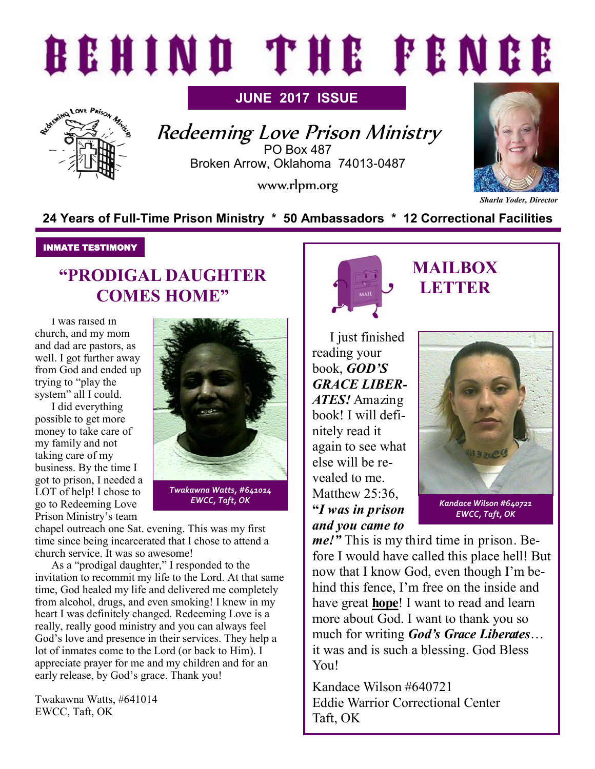# BEHIND THE FENCE

**JUNE 2017 ISSUE**

## Redeeming Love Prison Ministry

PO Box 487
Broken Arrow, Oklahoma 74013-0487

www.rlpm.org

*Sharla Yoder, Director*

**24 Years of Full-Time Prison Ministry * 50 Ambassadors * 12 Correctional Facilities**

**INMATE TESTIMONY**

## "PRODIGAL DAUGHTER COMES HOME"

I was raised in church, and my mom and dad are pastors, as well. I got further away from God and ended up trying to "play the system" all I could.

I did everything possible to get more money to take care of my family and not taking care of my business. By the time I got to prison, I needed a LOT of help! I chose to go to Redeeming Love Prison Ministry's team chapel outreach one Sat. evening. This was my first time since being incarcerated that I chose to attend a church service. It was so awesome!

As a "prodigal daughter," I responded to the invitation to recommit my life to the Lord. At that same time, God healed my life and delivered me completely from alcohol, drugs, and even smoking! I knew in my heart I was definitely changed. Redeeming Love is a really, really good ministry and you can always feel God's love and presence in their services. They help a lot of inmates come to the Lord (or back to Him). I appreciate prayer for me and my children and for an early release, by God's grace. Thank you!

Twakawna Watts, #641014
EWCC, Taft, OK

*Twakawna Watts, #641014*
*EWCC, Taft, OK*

## MAILBOX LETTER

I just finished reading your book, ***GOD'S GRACE LIBERATES!*** Amazing book! I will definitely read it again to see what else will be revealed to me. Matthew 25:36, **"*I was in prison and you came to me!"*** This is my third time in prison. Before I would have called this place hell! But now that I know God, even though I'm behind this fence, I'm free on the inside and have great **hope**! I want to read and learn more about God. I want to thank you so much for writing ***God's Grace Liberates***… it was and is such a blessing. God Bless You!

Kandace Wilson #640721
Eddie Warrior Correctional Center
Taft, OK

*Kandace Wilson #640721*
*EWCC, Taft, OK*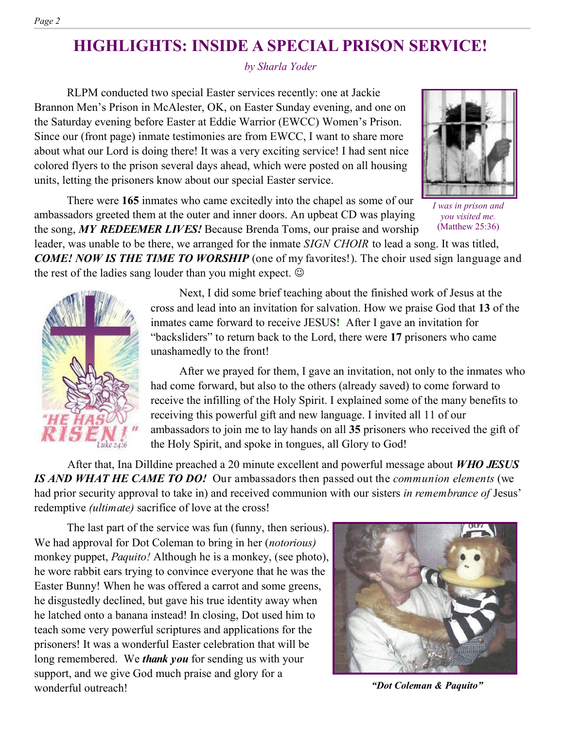# HIGHLIGHTS: INSIDE A SPECIAL PRISON SERVICE!

*by Sharla Yoder*

RLPM conducted two special Easter services recently: one at Jackie Brannon Men's Prison in McAlester, OK, on Easter Sunday evening, and one on the Saturday evening before Easter at Eddie Warrior (EWCC) Women's Prison. Since our (front page) inmate testimonies are from EWCC, I want to share more about what our Lord is doing there! It was a very exciting service! I had sent nice colored flyers to the prison several days ahead, which were posted on all housing units, letting the prisoners know about our special Easter service.

*I was in prison and you visited me.* (Matthew 25:36)

There were **165** inmates who came excitedly into the chapel as some of our ambassadors greeted them at the outer and inner doors. An upbeat CD was playing the song, ***MY REDEEMER LIVES!*** Because Brenda Toms, our praise and worship leader, was unable to be there, we arranged for the inmate *SIGN CHOIR* to lead a song. It was titled, ***COME! NOW IS THE TIME TO WORSHIP*** (one of my favorites!). The choir used sign language and the rest of the ladies sang louder than you might expect. ☺

Next, I did some brief teaching about the finished work of Jesus at the cross and lead into an invitation for salvation. How we praise God that **13** of the inmates came forward to receive JESUS**!** After I gave an invitation for "backsliders" to return back to the Lord, there were **17** prisoners who came unashamedly to the front!

After we prayed for them, I gave an invitation, not only to the inmates who had come forward, but also to the others (already saved) to come forward to receive the infilling of the Holy Spirit. I explained some of the many benefits to receiving this powerful gift and new language. I invited all 11 of our ambassadors to join me to lay hands on all **35** prisoners who received the gift of the Holy Spirit, and spoke in tongues, all Glory to God!

After that, Ina Dilldine preached a 20 minute excellent and powerful message about ***WHO JESUS IS AND WHAT HE CAME TO DO!*** Our ambassadors then passed out the *communion elements* (we had prior security approval to take in) and received communion with our sisters *in remembrance of* Jesus' redemptive *(ultimate)* sacrifice of love at the cross!

The last part of the service was fun (funny, then serious). We had approval for Dot Coleman to bring in her (*notorious)* monkey puppet, *Paquito!* Although he is a monkey, (see photo), he wore rabbit ears trying to convince everyone that he was the Easter Bunny! When he was offered a carrot and some greens, he disgustedly declined, but gave his true identity away when he latched onto a banana instead! In closing, Dot used him to teach some very powerful scriptures and applications for the prisoners! It was a wonderful Easter celebration that will be long remembered. We ***thank you*** for sending us with your support, and we give God much praise and glory for a wonderful outreach!

***"Dot Coleman & Paquito"***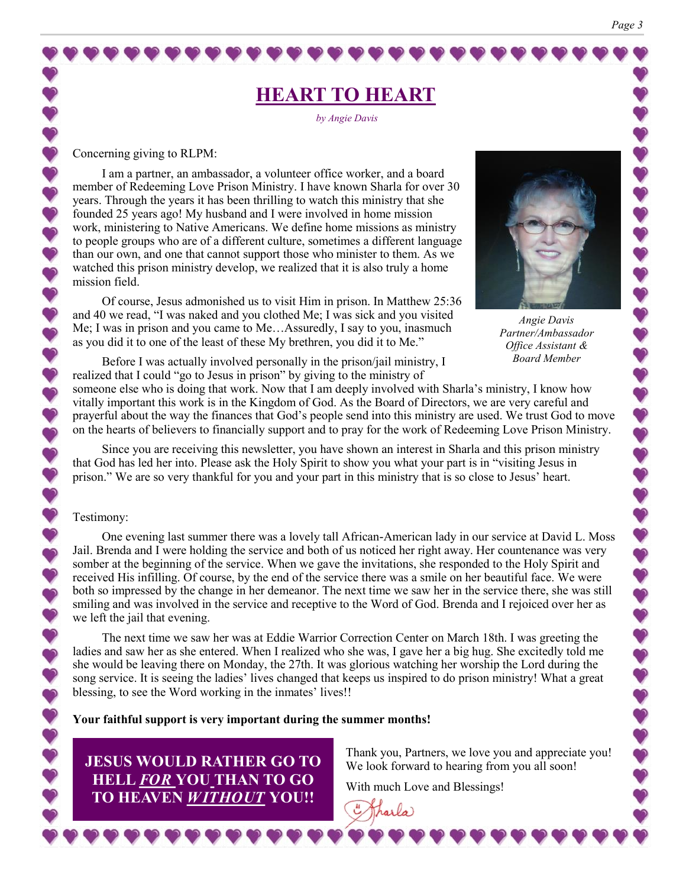# HEART TO HEART

*by Angie Davis*

Concerning giving to RLPM:

I am a partner, an ambassador, a volunteer office worker, and a board member of Redeeming Love Prison Ministry. I have known Sharla for over 30 years. Through the years it has been thrilling to watch this ministry that she founded 25 years ago! My husband and I were involved in home mission work, ministering to Native Americans. We define home missions as ministry to people groups who are of a different culture, sometimes a different language than our own, and one that cannot support those who minister to them. As we watched this prison ministry develop, we realized that it is also truly a home mission field.

*Angie Davis*
*Partner/Ambassador*
*Office Assistant &*
*Board Member*

Of course, Jesus admonished us to visit Him in prison. In Matthew 25:36 and 40 we read, "I was naked and you clothed Me; I was sick and you visited Me; I was in prison and you came to Me…Assuredly, I say to you, inasmuch as you did it to one of the least of these My brethren, you did it to Me."

Before I was actually involved personally in the prison/jail ministry, I realized that I could "go to Jesus in prison" by giving to the ministry of someone else who is doing that work. Now that I am deeply involved with Sharla's ministry, I know how vitally important this work is in the Kingdom of God. As the Board of Directors, we are very careful and prayerful about the way the finances that God's people send into this ministry are used. We trust God to move on the hearts of believers to financially support and to pray for the work of Redeeming Love Prison Ministry.

Since you are receiving this newsletter, you have shown an interest in Sharla and this prison ministry that God has led her into. Please ask the Holy Spirit to show you what your part is in "visiting Jesus in prison." We are so very thankful for you and your part in this ministry that is so close to Jesus' heart.

Testimony:

One evening last summer there was a lovely tall African-American lady in our service at David L. Moss Jail. Brenda and I were holding the service and both of us noticed her right away. Her countenance was very somber at the beginning of the service. When we gave the invitations, she responded to the Holy Spirit and received His infilling. Of course, by the end of the service there was a smile on her beautiful face. We were both so impressed by the change in her demeanor. The next time we saw her in the service there, she was still smiling and was involved in the service and receptive to the Word of God. Brenda and I rejoiced over her as we left the jail that evening.

The next time we saw her was at Eddie Warrior Correction Center on March 18th. I was greeting the ladies and saw her as she entered. When I realized who she was, I gave her a big hug. She excitedly told me she would be leaving there on Monday, the 27th. It was glorious watching her worship the Lord during the song service. It is seeing the ladies' lives changed that keeps us inspired to do prison ministry! What a great blessing, to see the Word working in the inmates' lives!!

**Your faithful support is very important during the summer months!**

**JESUS WOULD RATHER GO TO HELL *FOR* YOU THAN TO GO TO HEAVEN *WITHOUT* YOU!!**

Thank you, Partners, we love you and appreciate you! We look forward to hearing from you all soon!

With much Love and Blessings!

Sharla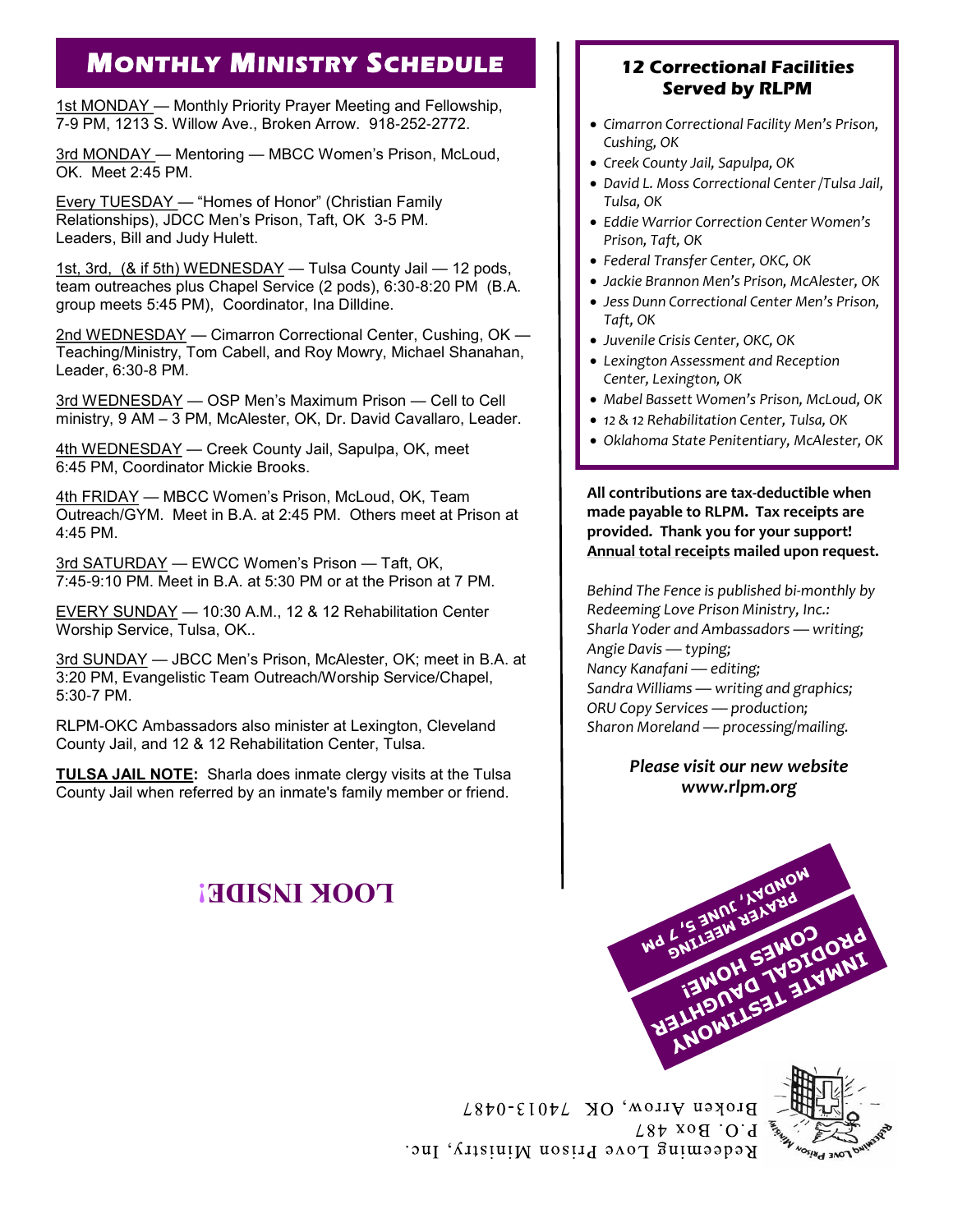## Monthly Ministry Schedule

1st MONDAY — Monthly Priority Prayer Meeting and Fellowship, 7-9 PM, 1213 S. Willow Ave., Broken Arrow. 918-252-2772.

3rd MONDAY — Mentoring — MBCC Women's Prison, McLoud, OK. Meet 2:45 PM.

Every TUESDAY — "Homes of Honor" (Christian Family Relationships), JDCC Men's Prison, Taft, OK 3-5 PM. Leaders, Bill and Judy Hulett.

1st, 3rd, (& if 5th) WEDNESDAY — Tulsa County Jail — 12 pods, team outreaches plus Chapel Service (2 pods), 6:30-8:20 PM (B.A. group meets 5:45 PM), Coordinator, Ina Dilldine.

2nd WEDNESDAY — Cimarron Correctional Center, Cushing, OK — Teaching/Ministry, Tom Cabell, and Roy Mowry, Michael Shanahan, Leader, 6:30-8 PM.

3rd WEDNESDAY — OSP Men's Maximum Prison — Cell to Cell ministry, 9 AM – 3 PM, McAlester, OK, Dr. David Cavallaro, Leader.

4th WEDNESDAY — Creek County Jail, Sapulpa, OK, meet 6:45 PM, Coordinator Mickie Brooks.

4th FRIDAY — MBCC Women's Prison, McLoud, OK, Team Outreach/GYM. Meet in B.A. at 2:45 PM. Others meet at Prison at 4:45 PM.

3rd SATURDAY — EWCC Women's Prison — Taft, OK, 7:45-9:10 PM. Meet in B.A. at 5:30 PM or at the Prison at 7 PM.

EVERY SUNDAY — 10:30 A.M., 12 & 12 Rehabilitation Center Worship Service, Tulsa, OK..

3rd SUNDAY — JBCC Men's Prison, McAlester, OK; meet in B.A. at 3:20 PM, Evangelistic Team Outreach/Worship Service/Chapel, 5:30-7 PM.

RLPM-OKC Ambassadors also minister at Lexington, Cleveland County Jail, and 12 & 12 Rehabilitation Center, Tulsa.

**TULSA JAIL NOTE:** Sharla does inmate clergy visits at the Tulsa County Jail when referred by an inmate's family member or friend.

**LOOK INSIDE!**

### 12 Correctional Facilities Served by RLPM

- *Cimarron Correctional Facility Men's Prison, Cushing, OK*
- *Creek County Jail, Sapulpa, OK*
- *David L. Moss Correctional Center /Tulsa Jail, Tulsa, OK*
- *Eddie Warrior Correction Center Women's Prison, Taft, OK*
- *Federal Transfer Center, OKC, OK*
- *Jackie Brannon Men's Prison, McAlester, OK*
- *Jess Dunn Correctional Center Men's Prison, Taft, OK*
- *Juvenile Crisis Center, OKC, OK*
- *Lexington Assessment and Reception Center, Lexington, OK*
- *Mabel Bassett Women's Prison, McLoud, OK*
- *12 & 12 Rehabilitation Center, Tulsa, OK*
- *Oklahoma State Penitentiary, McAlester, OK*

**All contributions are tax-deductible when made payable to RLPM. Tax receipts are provided. Thank you for your support! Annual total receipts mailed upon request.**

*Behind The Fence is published bi-monthly by Redeeming Love Prison Ministry, Inc.:*
*Sharla Yoder and Ambassadors — writing;*
*Angie Davis — typing;*
*Nancy Kanafani — editing;*
*Sandra Williams — writing and graphics;*
*ORU Copy Services — production;*
*Sharon Moreland — processing/mailing.*

***Please visit our new website www.rlpm.org***

MONDAY, JUNE 5, 7 PM PRAYER MEETING

PRODIGAL DAUGHTER COMES HOME! INMATE TESTIMONY

Redeeming Love Prison Ministry, Inc.
P.O. Box 487
Broken Arrow, OK 74013-0487